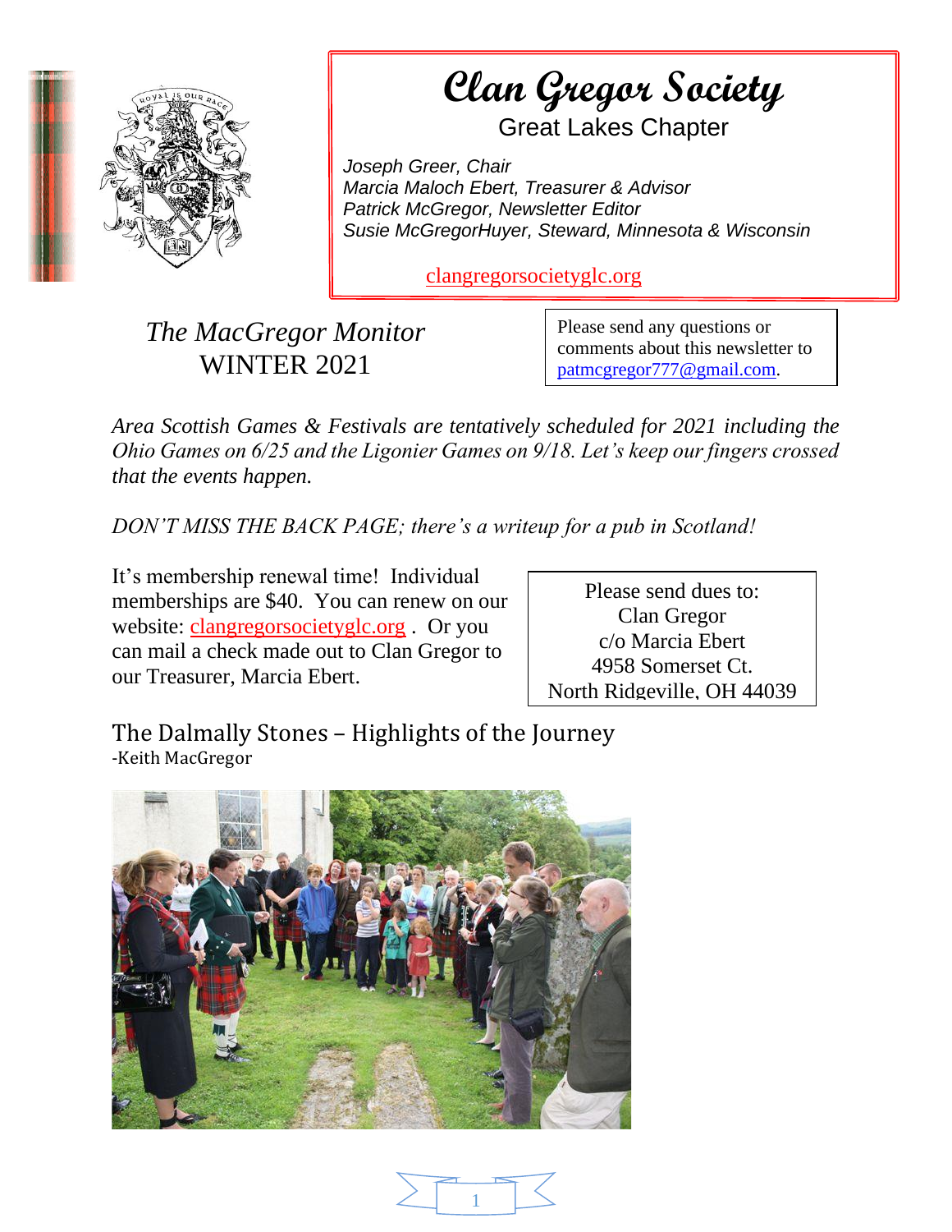# Clan Gregor Society

Great Lakes Chapter

*Joseph Greer, Chair*
*Marcia Maloch Ebert, Treasurer & Advisor*
*Patrick McGregor, Newsletter Editor*
*Susie McGregorHuyer, Steward, Minnesota & Wisconsin*

clangregorsocietyglc.org

## *The MacGregor Monitor*
## WINTER 2021

Please send any questions or comments about this newsletter to patmcgregor777@gmail.com.

*Area Scottish Games & Festivals are tentatively scheduled for 2021 including the Ohio Games on 6/25 and the Ligonier Games on 9/18. Let's keep our fingers crossed that the events happen.*

*DON'T MISS THE BACK PAGE; there's a writeup for a pub in Scotland!*

It's membership renewal time! Individual memberships are $40. You can renew on our website: clangregorsocietyglc.org . Or you can mail a check made out to Clan Gregor to our Treasurer, Marcia Ebert.

Please send dues to:
Clan Gregor
c/o Marcia Ebert
4958 Somerset Ct.
North Ridgeville, OH 44039

## The Dalmally Stones – Highlights of the Journey

-Keith MacGregor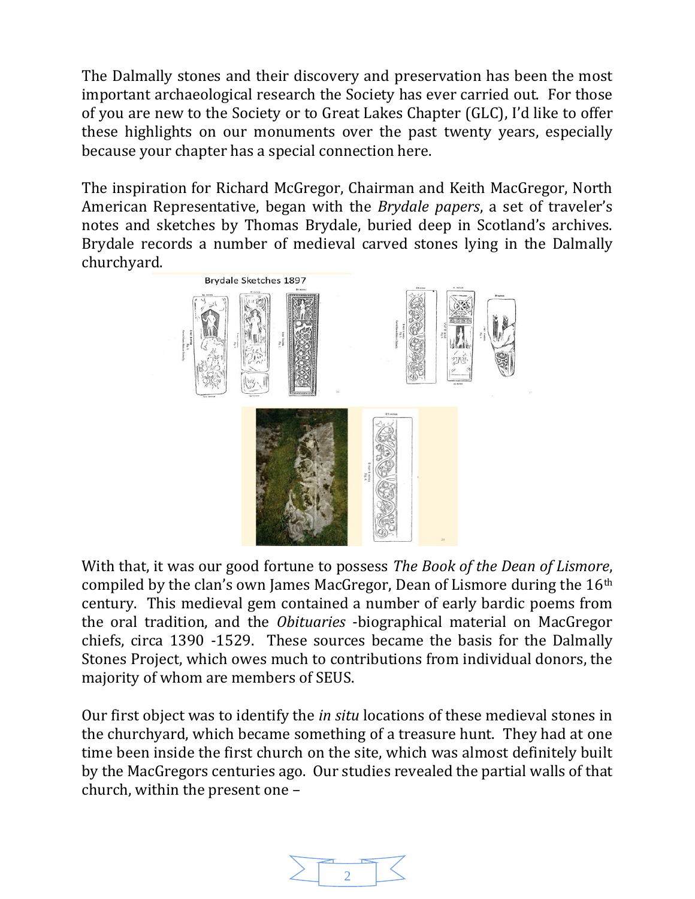The Dalmally stones and their discovery and preservation has been the most important archaeological research the Society has ever carried out. For those of you are new to the Society or to Great Lakes Chapter (GLC), I'd like to offer these highlights on our monuments over the past twenty years, especially because your chapter has a special connection here.

The inspiration for Richard McGregor, Chairman and Keith MacGregor, North American Representative, began with the *Brydale papers*, a set of traveler's notes and sketches by Thomas Brydale, buried deep in Scotland's archives. Brydale records a number of medieval carved stones lying in the Dalmally churchyard.

Brydale Sketches 1897

With that, it was our good fortune to possess *The Book of the Dean of Lismore*, compiled by the clan's own James MacGregor, Dean of Lismore during the 16th century. This medieval gem contained a number of early bardic poems from the oral tradition, and the *Obituaries* -biographical material on MacGregor chiefs, circa 1390 -1529. These sources became the basis for the Dalmally Stones Project, which owes much to contributions from individual donors, the majority of whom are members of SEUS.

Our first object was to identify the *in situ* locations of these medieval stones in the churchyard, which became something of a treasure hunt. They had at one time been inside the first church on the site, which was almost definitely built by the MacGregors centuries ago. Our studies revealed the partial walls of that church, within the present one –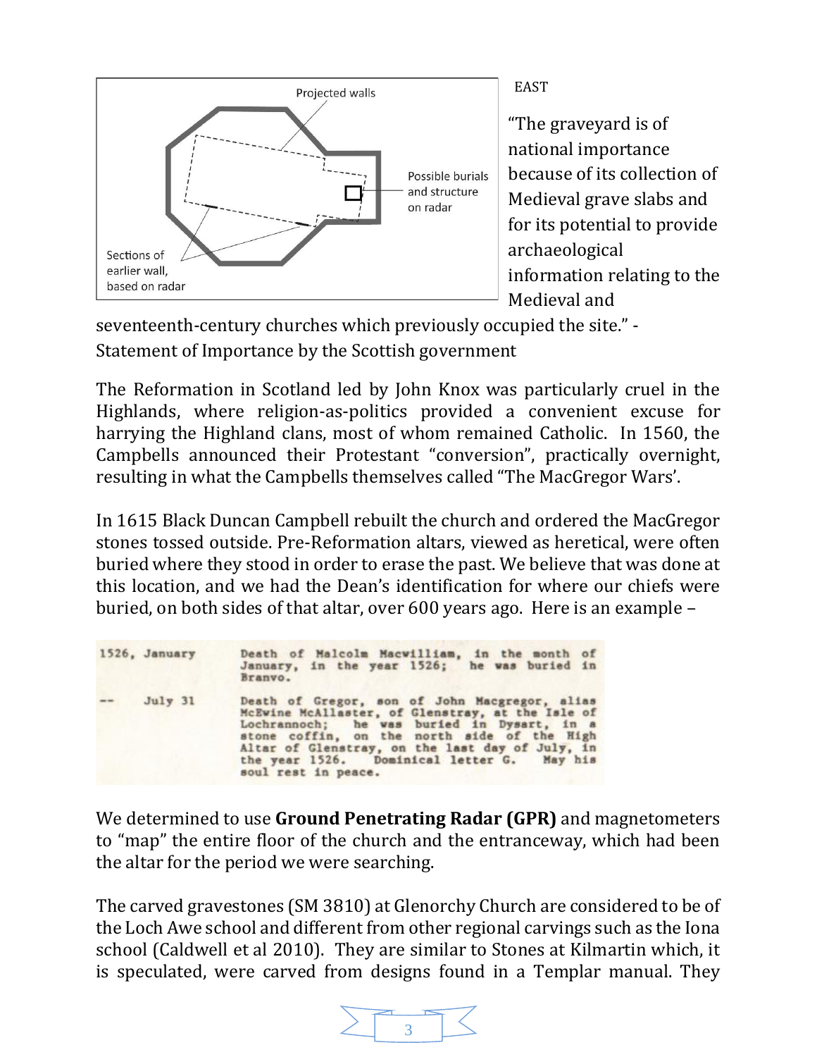Projected walls

Possible burials and structure on radar

Sections of earlier wall, based on radar

EAST

"The graveyard is of national importance because of its collection of Medieval grave slabs and for its potential to provide archaeological information relating to the Medieval and seventeenth-century churches which previously occupied the site." - Statement of Importance by the Scottish government

The Reformation in Scotland led by John Knox was particularly cruel in the Highlands, where religion-as-politics provided a convenient excuse for harrying the Highland clans, most of whom remained Catholic. In 1560, the Campbells announced their Protestant "conversion", practically overnight, resulting in what the Campbells themselves called "The MacGregor Wars'.

In 1615 Black Duncan Campbell rebuilt the church and ordered the MacGregor stones tossed outside. Pre-Reformation altars, viewed as heretical, were often buried where they stood in order to erase the past. We believe that was done at this location, and we had the Dean's identification for where our chiefs were buried, on both sides of that altar, over 600 years ago. Here is an example –

| | |
|---|---|
| 1526, January | Death of Malcolm Macwilliam, in the month of January, in the year 1526; he was buried in Branvo. |
| -- July 31 | Death of Gregor, son of John Macgregor, alias McEwine McAllaster, of Glenstray, at the Isle of Lochrannoch; he was buried in Dysart, in a stone coffin, on the north side of the High Altar of Glenstray, on the last day of July, in the year 1526. Dominical letter G. May his soul rest in peace. |

We determined to use **Ground Penetrating Radar (GPR)** and magnetometers to "map" the entire floor of the church and the entranceway, which had been the altar for the period we were searching.

The carved gravestones (SM 3810) at Glenorchy Church are considered to be of the Loch Awe school and different from other regional carvings such as the Iona school (Caldwell et al 2010). They are similar to Stones at Kilmartin which, it is speculated, were carved from designs found in a Templar manual. They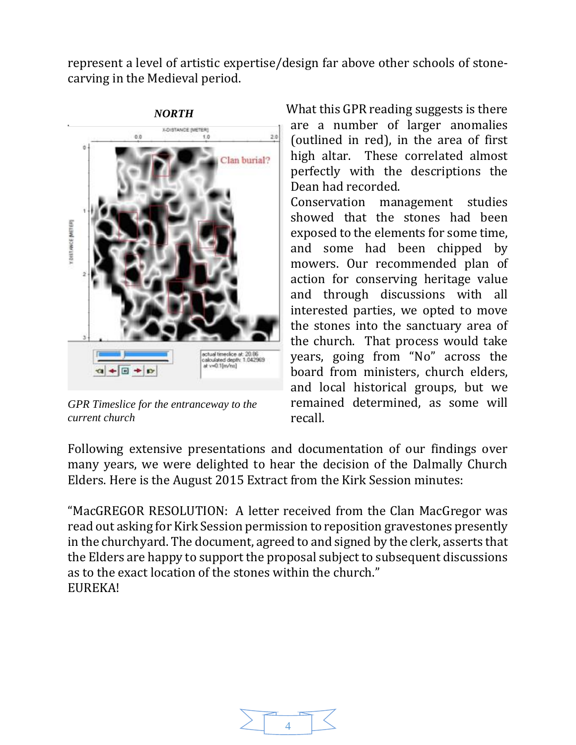represent a level of artistic expertise/design far above other schools of stone-carving in the Medieval period.

*GPR Timeslice for the entranceway to the current church*

What this GPR reading suggests is there are a number of larger anomalies (outlined in red), in the area of first high altar. These correlated almost perfectly with the descriptions the Dean had recorded.

Conservation management studies showed that the stones had been exposed to the elements for some time, and some had been chipped by mowers. Our recommended plan of action for conserving heritage value and through discussions with all interested parties, we opted to move the stones into the sanctuary area of the church. That process would take years, going from "No" across the board from ministers, church elders, and local historical groups, but we remained determined, as some will recall.

Following extensive presentations and documentation of our findings over many years, we were delighted to hear the decision of the Dalmally Church Elders. Here is the August 2015 Extract from the Kirk Session minutes:

"MacGREGOR RESOLUTION: A letter received from the Clan MacGregor was read out asking for Kirk Session permission to reposition gravestones presently in the churchyard. The document, agreed to and signed by the clerk, asserts that the Elders are happy to support the proposal subject to subsequent discussions as to the exact location of the stones within the church."
EUREKA!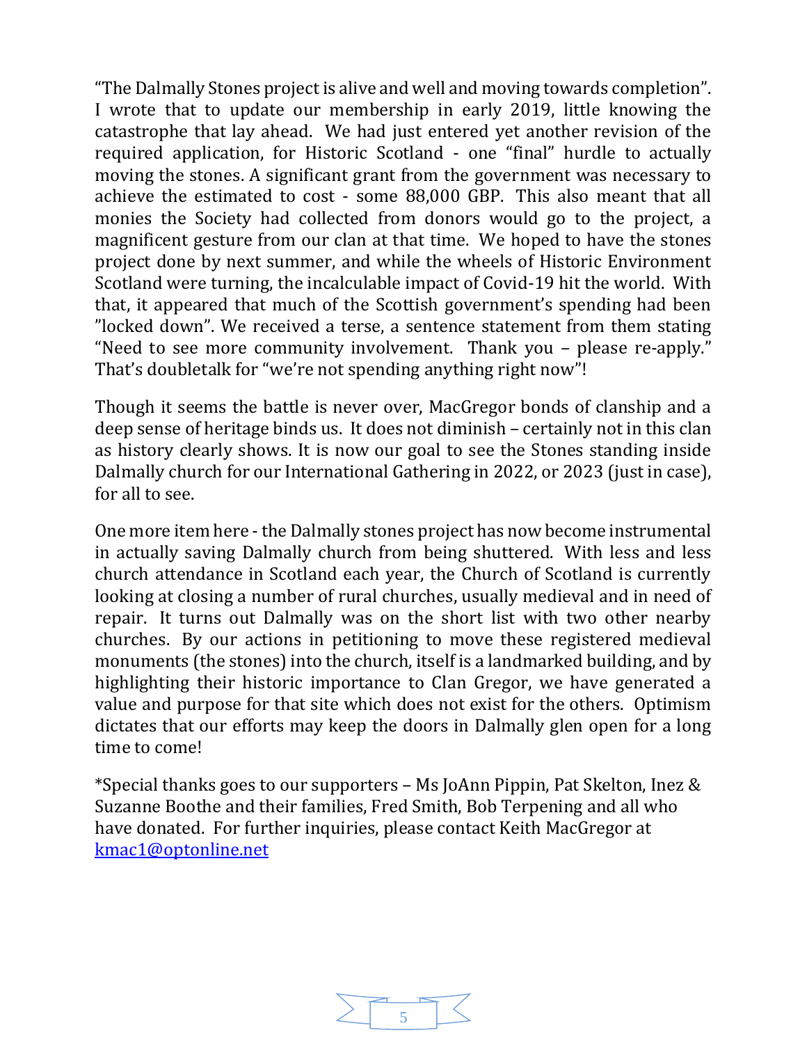“The Dalmally Stones project is alive and well and moving towards completion”. I wrote that to update our membership in early 2019, little knowing the catastrophe that lay ahead. We had just entered yet another revision of the required application, for Historic Scotland - one “final” hurdle to actually moving the stones. A significant grant from the government was necessary to achieve the estimated to cost - some 88,000 GBP. This also meant that all monies the Society had collected from donors would go to the project, a magnificent gesture from our clan at that time. We hoped to have the stones project done by next summer, and while the wheels of Historic Environment Scotland were turning, the incalculable impact of Covid-19 hit the world. With that, it appeared that much of the Scottish government’s spending had been ”locked down”. We received a terse, a sentence statement from them stating “Need to see more community involvement. Thank you – please re-apply.” That’s doubletalk for “we’re not spending anything right now”!

Though it seems the battle is never over, MacGregor bonds of clanship and a deep sense of heritage binds us. It does not diminish – certainly not in this clan as history clearly shows. It is now our goal to see the Stones standing inside Dalmally church for our International Gathering in 2022, or 2023 (just in case), for all to see.

One more item here - the Dalmally stones project has now become instrumental in actually saving Dalmally church from being shuttered. With less and less church attendance in Scotland each year, the Church of Scotland is currently looking at closing a number of rural churches, usually medieval and in need of repair. It turns out Dalmally was on the short list with two other nearby churches. By our actions in petitioning to move these registered medieval monuments (the stones) into the church, itself is a landmarked building, and by highlighting their historic importance to Clan Gregor, we have generated a value and purpose for that site which does not exist for the others. Optimism dictates that our efforts may keep the doors in Dalmally glen open for a long time to come!

*Special thanks goes to our supporters – Ms JoAnn Pippin, Pat Skelton, Inez & Suzanne Boothe and their families, Fred Smith, Bob Terpening and all who have donated. For further inquiries, please contact Keith MacGregor at [kmac1@optonline.net](mailto:kmac1@optonline.net)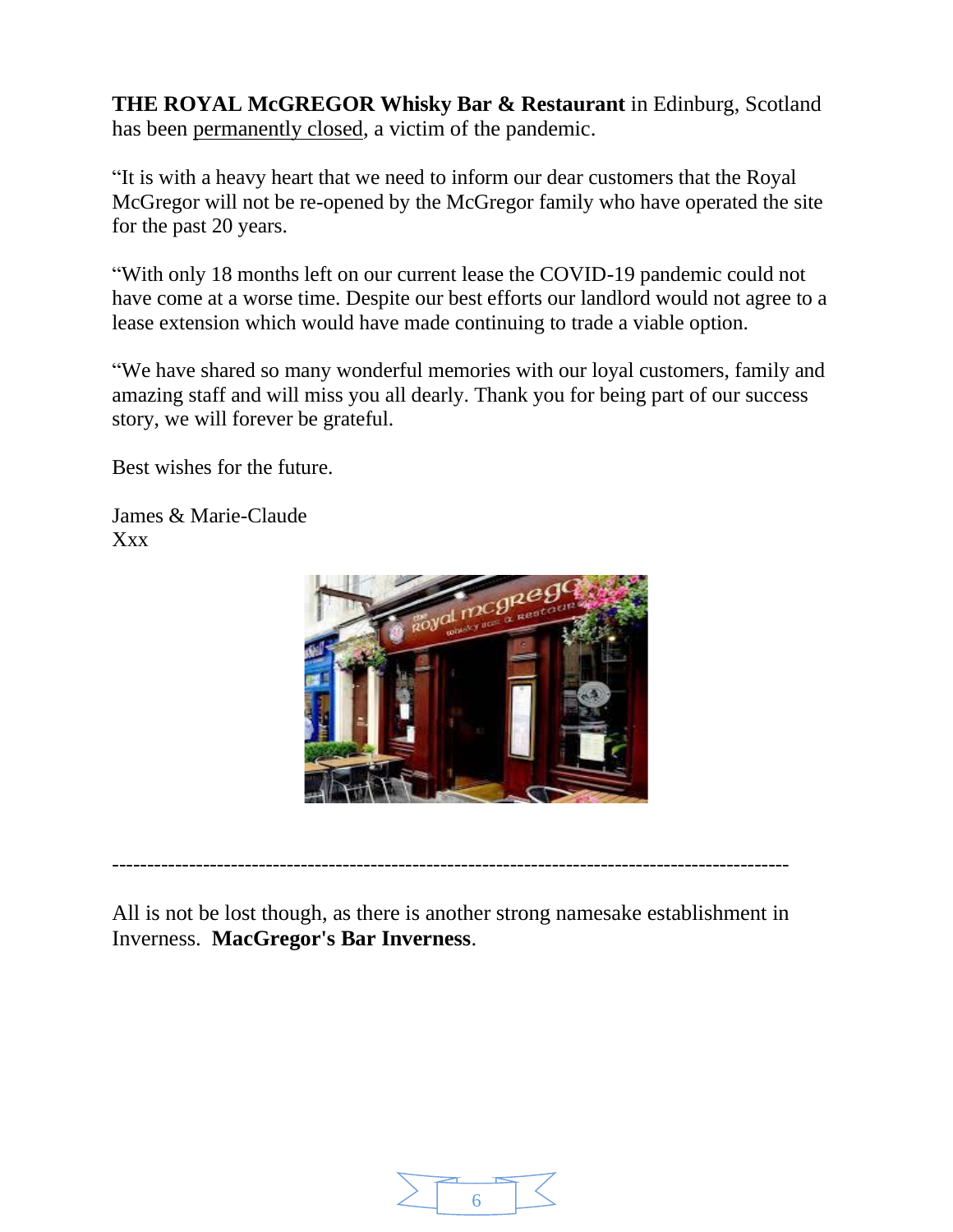**THE ROYAL McGREGOR Whisky Bar & Restaurant** in Edinburg, Scotland has been permanently closed, a victim of the pandemic.

“It is with a heavy heart that we need to inform our dear customers that the Royal McGregor will not be re-opened by the McGregor family who have operated the site for the past 20 years.

“With only 18 months left on our current lease the COVID-19 pandemic could not have come at a worse time. Despite our best efforts our landlord would not agree to a lease extension which would have made continuing to trade a viable option.

“We have shared so many wonderful memories with our loyal customers, family and amazing staff and will miss you all dearly. Thank you for being part of our success story, we will forever be grateful.

Best wishes for the future.

James & Marie-Claude
Xxx

---

All is not be lost though, as there is another strong namesake establishment in Inverness. **MacGregor's Bar Inverness**.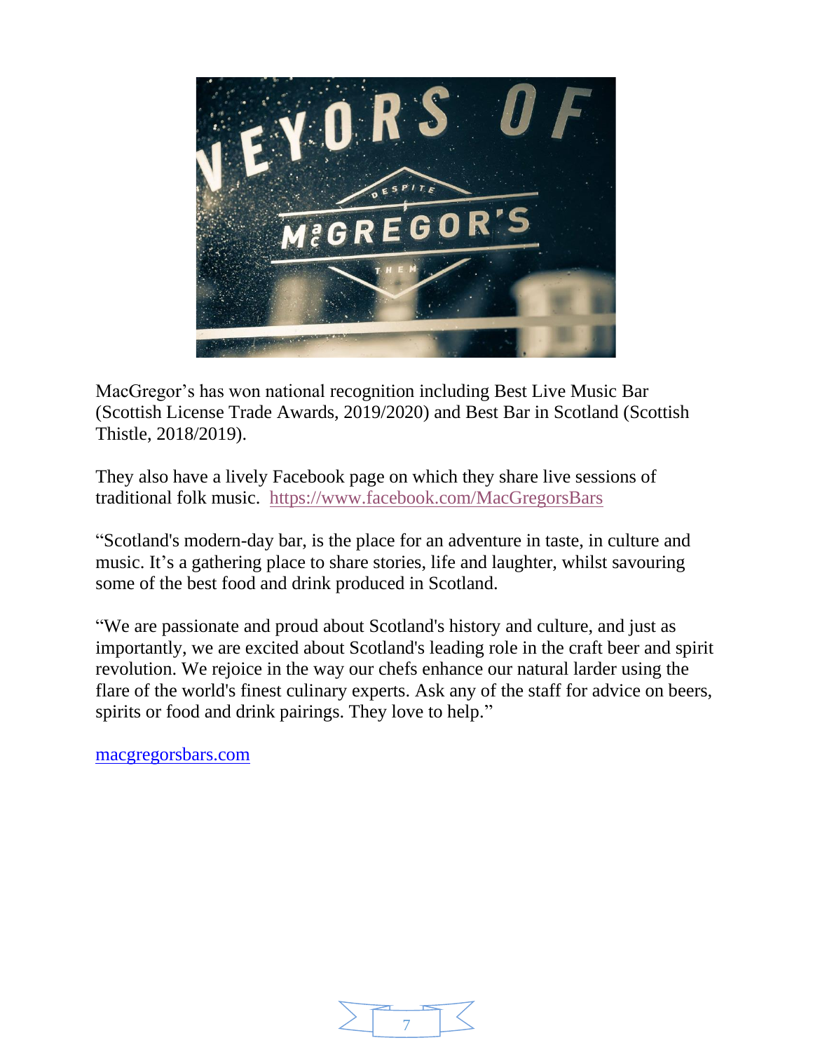MacGregor's has won national recognition including Best Live Music Bar (Scottish License Trade Awards, 2019/2020) and Best Bar in Scotland (Scottish Thistle, 2018/2019).

They also have a lively Facebook page on which they share live sessions of traditional folk music. https://www.facebook.com/MacGregorsBars

"Scotland's modern-day bar, is the place for an adventure in taste, in culture and music. It's a gathering place to share stories, life and laughter, whilst savouring some of the best food and drink produced in Scotland.

"We are passionate and proud about Scotland's history and culture, and just as importantly, we are excited about Scotland's leading role in the craft beer and spirit revolution. We rejoice in the way our chefs enhance our natural larder using the flare of the world's finest culinary experts. Ask any of the staff for advice on beers, spirits or food and drink pairings. They love to help."

macgregorsbars.com